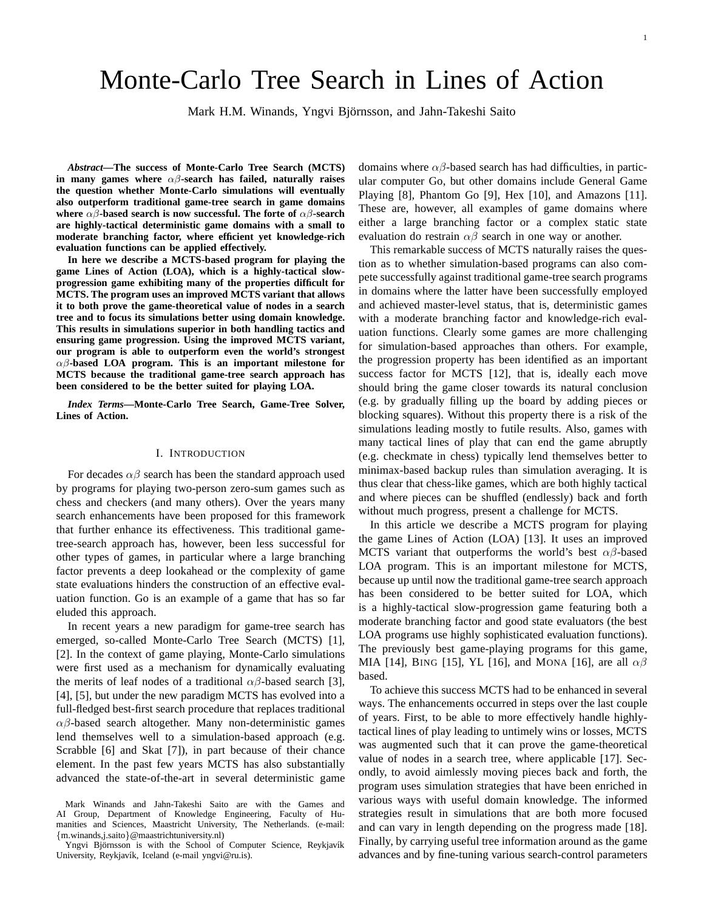# Monte-Carlo Tree Search in Lines of Action

Mark H.M. Winands, Yngvi Björnsson, and Jahn-Takeshi Saito

***Abstract*—The success of Monte-Carlo Tree Search (MCTS) in many games where $\alpha\beta$-search has failed, naturally raises the question whether Monte-Carlo simulations will eventually also outperform traditional game-tree search in game domains where $\alpha\beta$-based search is now successful. The forte of $\alpha\beta$-search are highly-tactical deterministic game domains with a small to moderate branching factor, where efficient yet knowledge-rich evaluation functions can be applied effectively.**

**In here we describe a MCTS-based program for playing the game Lines of Action (LOA), which is a highly-tactical slow-progression game exhibiting many of the properties difficult for MCTS. The program uses an improved MCTS variant that allows it to both prove the game-theoretical value of nodes in a search tree and to focus its simulations better using domain knowledge. This results in simulations superior in both handling tactics and ensuring game progression. Using the improved MCTS variant, our program is able to outperform even the world's strongest $\alpha\beta$-based LOA program. This is an important milestone for MCTS because the traditional game-tree search approach has been considered to be the better suited for playing LOA.**

***Index Terms*—Monte-Carlo Tree Search, Game-Tree Solver, Lines of Action.**

## I. Introduction

For decades $\alpha\beta$ search has been the standard approach used by programs for playing two-person zero-sum games such as chess and checkers (and many others). Over the years many search enhancements have been proposed for this framework that further enhance its effectiveness. This traditional game-tree-search approach has, however, been less successful for other types of games, in particular where a large branching factor prevents a deep lookahead or the complexity of game state evaluations hinders the construction of an effective evaluation function. Go is an example of a game that has so far eluded this approach.

In recent years a new paradigm for game-tree search has emerged, so-called Monte-Carlo Tree Search (MCTS) [1], [2]. In the context of game playing, Monte-Carlo simulations were first used as a mechanism for dynamically evaluating the merits of leaf nodes of a traditional $\alpha\beta$-based search [3], [4], [5], but under the new paradigm MCTS has evolved into a full-fledged best-first search procedure that replaces traditional $\alpha\beta$-based search altogether. Many non-deterministic games lend themselves well to a simulation-based approach (e.g. Scrabble [6] and Skat [7]), in part because of their chance element. In the past few years MCTS has also substantially advanced the state-of-the-art in several deterministic game domains where $\alpha\beta$-based search has had difficulties, in particular computer Go, but other domains include General Game Playing [8], Phantom Go [9], Hex [10], and Amazons [11]. These are, however, all examples of game domains where either a large branching factor or a complex static state evaluation do restrain $\alpha\beta$ search in one way or another.

This remarkable success of MCTS naturally raises the question as to whether simulation-based programs can also compete successfully against traditional game-tree search programs in domains where the latter have been successfully employed and achieved master-level status, that is, deterministic games with a moderate branching factor and knowledge-rich evaluation functions. Clearly some games are more challenging for simulation-based approaches than others. For example, the progression property has been identified as an important success factor for MCTS [12], that is, ideally each move should bring the game closer towards its natural conclusion (e.g. by gradually filling up the board by adding pieces or blocking squares). Without this property there is a risk of the simulations leading mostly to futile results. Also, games with many tactical lines of play that can end the game abruptly (e.g. checkmate in chess) typically lend themselves better to minimax-based backup rules than simulation averaging. It is thus clear that chess-like games, which are both highly tactical and where pieces can be shuffled (endlessly) back and forth without much progress, present a challenge for MCTS.

In this article we describe a MCTS program for playing the game Lines of Action (LOA) [13]. It uses an improved MCTS variant that outperforms the world's best $\alpha\beta$-based LOA program. This is an important milestone for MCTS, because up until now the traditional game-tree search approach has been considered to be better suited for LOA, which is a highly-tactical slow-progression game featuring both a moderate branching factor and good state evaluators (the best LOA programs use highly sophisticated evaluation functions). The previously best game-playing programs for this game, MIA [14], BING [15], YL [16], and MONA [16], are all $\alpha\beta$ based.

To achieve this success MCTS had to be enhanced in several ways. The enhancements occurred in steps over the last couple of years. First, to be able to more effectively handle highly-tactical lines of play leading to untimely wins or losses, MCTS was augmented such that it can prove the game-theoretical value of nodes in a search tree, where applicable [17]. Secondly, to avoid aimlessly moving pieces back and forth, the program uses simulation strategies that have been enriched in various ways with useful domain knowledge. The informed strategies result in simulations that are both more focused and can vary in length depending on the progress made [18]. Finally, by carrying useful tree information around as the game advances and by fine-tuning various search-control parameters

Mark Winands and Jahn-Takeshi Saito are with the Games and AI Group, Department of Knowledge Engineering, Faculty of Humanities and Sciences, Maastricht University, The Netherlands. (e-mail: {m.winands,j.saito}@maastrichtuniversity.nl)

Yngvi Björnsson is with the School of Computer Science, Reykjavík University, Reykjavík, Iceland (e-mail yngvi@ru.is).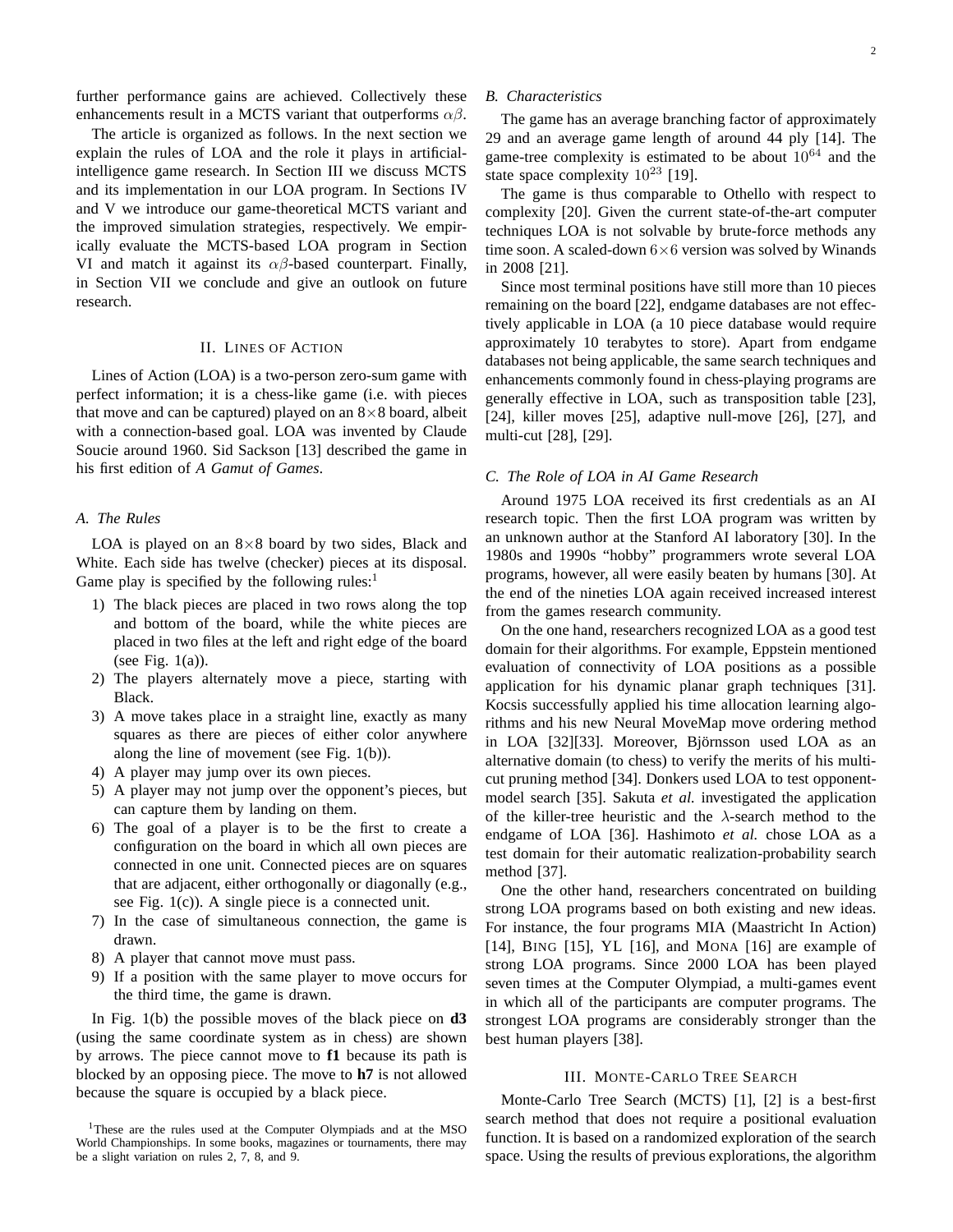further performance gains are achieved. Collectively these enhancements result in a MCTS variant that outperforms $\alpha\beta$.

The article is organized as follows. In the next section we explain the rules of LOA and the role it plays in artificial-intelligence game research. In Section III we discuss MCTS and its implementation in our LOA program. In Sections IV and V we introduce our game-theoretical MCTS variant and the improved simulation strategies, respectively. We empirically evaluate the MCTS-based LOA program in Section VI and match it against its $\alpha\beta$-based counterpart. Finally, in Section VII we conclude and give an outlook on future research.

## II. Lines of Action

Lines of Action (LOA) is a two-person zero-sum game with perfect information; it is a chess-like game (i.e. with pieces that move and can be captured) played on an 8×8 board, albeit with a connection-based goal. LOA was invented by Claude Soucie around 1960. Sid Sackson [13] described the game in his first edition of *A Gamut of Games*.

### A. The Rules

LOA is played on an 8×8 board by two sides, Black and White. Each side has twelve (checker) pieces at its disposal. Game play is specified by the following rules:[1]

1) The black pieces are placed in two rows along the top and bottom of the board, while the white pieces are placed in two files at the left and right edge of the board (see Fig. 1(a)).
2) The players alternately move a piece, starting with Black.
3) A move takes place in a straight line, exactly as many squares as there are pieces of either color anywhere along the line of movement (see Fig. 1(b)).
4) A player may jump over its own pieces.
5) A player may not jump over the opponent's pieces, but can capture them by landing on them.
6) The goal of a player is to be the first to create a configuration on the board in which all own pieces are connected in one unit. Connected pieces are on squares that are adjacent, either orthogonally or diagonally (e.g., see Fig. 1(c)). A single piece is a connected unit.
7) In the case of simultaneous connection, the game is drawn.
8) A player that cannot move must pass.
9) If a position with the same player to move occurs for the third time, the game is drawn.

In Fig. 1(b) the possible moves of the black piece on **d3** (using the same coordinate system as in chess) are shown by arrows. The piece cannot move to **f1** because its path is blocked by an opposing piece. The move to **h7** is not allowed because the square is occupied by a black piece.

[1] These are the rules used at the Computer Olympiads and at the MSO World Championships. In some books, magazines or tournaments, there may be a slight variation on rules 2, 7, 8, and 9.

### B. Characteristics

The game has an average branching factor of approximately 29 and an average game length of around 44 ply [14]. The game-tree complexity is estimated to be about $10^{64}$ and the state space complexity $10^{23}$ [19].

The game is thus comparable to Othello with respect to complexity [20]. Given the current state-of-the-art computer techniques LOA is not solvable by brute-force methods any time soon. A scaled-down 6×6 version was solved by Winands in 2008 [21].

Since most terminal positions have still more than 10 pieces remaining on the board [22], endgame databases are not effectively applicable in LOA (a 10 piece database would require approximately 10 terabytes to store). Apart from endgame databases not being applicable, the same search techniques and enhancements commonly found in chess-playing programs are generally effective in LOA, such as transposition table [23], [24], killer moves [25], adaptive null-move [26], [27], and multi-cut [28], [29].

### C. The Role of LOA in AI Game Research

Around 1975 LOA received its first credentials as an AI research topic. Then the first LOA program was written by an unknown author at the Stanford AI laboratory [30]. In the 1980s and 1990s "hobby" programmers wrote several LOA programs, however, all were easily beaten by humans [30]. At the end of the nineties LOA again received increased interest from the games research community.

On the one hand, researchers recognized LOA as a good test domain for their algorithms. For example, Eppstein mentioned evaluation of connectivity of LOA positions as a possible application for his dynamic planar graph techniques [31]. Kocsis successfully applied his time allocation learning algorithms and his new Neural MoveMap move ordering method in LOA [32][33]. Moreover, Björnsson used LOA as an alternative domain (to chess) to verify the merits of his multi-cut pruning method [34]. Donkers used LOA to test opponent-model search [35]. Sakuta *et al.* investigated the application of the killer-tree heuristic and the $\lambda$-search method to the endgame of LOA [36]. Hashimoto *et al.* chose LOA as a test domain for their automatic realization-probability search method [37].

One the other hand, researchers concentrated on building strong LOA programs based on both existing and new ideas. For instance, the four programs MIA (Maastricht In Action) [14], BING [15], YL [16], and MONA [16] are example of strong LOA programs. Since 2000 LOA has been played seven times at the Computer Olympiad, a multi-games event in which all of the participants are computer programs. The strongest LOA programs are considerably stronger than the best human players [38].

## III. Monte-Carlo Tree Search

Monte-Carlo Tree Search (MCTS) [1], [2] is a best-first search method that does not require a positional evaluation function. It is based on a randomized exploration of the search space. Using the results of previous explorations, the algorithm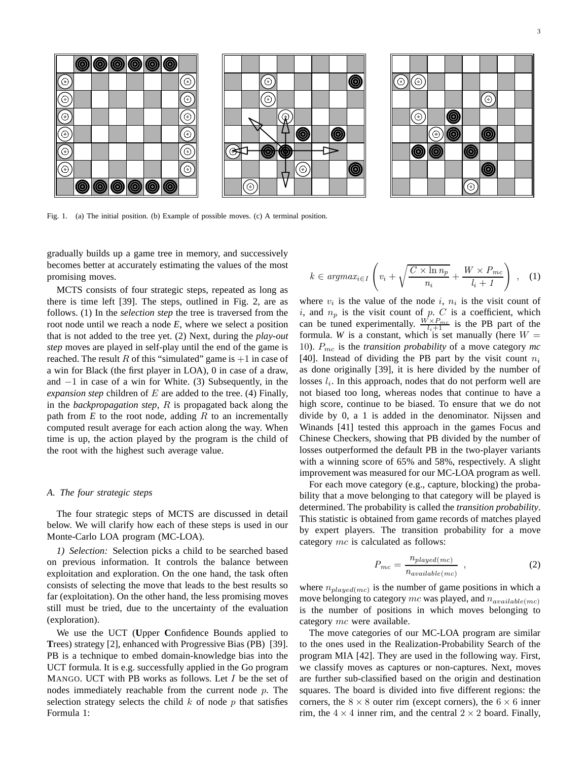Fig. 1. (a) The initial position. (b) Example of possible moves. (c) A terminal position.

gradually builds up a game tree in memory, and successively becomes better at accurately estimating the values of the most promising moves.

MCTS consists of four strategic steps, repeated as long as there is time left [39]. The steps, outlined in Fig. 2, are as follows. (1) In the *selection step* the tree is traversed from the root node until we reach a node *E*, where we select a position that is not added to the tree yet. (2) Next, during the *play-out step* moves are played in self-play until the end of the game is reached. The result $R$ of this "simulated" game is $+1$ in case of a win for Black (the first player in LOA), 0 in case of a draw, and $-1$ in case of a win for White. (3) Subsequently, in the *expansion step* children of $E$ are added to the tree. (4) Finally, in the *backpropagation step*, $R$ is propagated back along the path from *E* to the root node, adding $R$ to an incrementally computed result average for each action along the way. When time is up, the action played by the program is the child of the root with the highest such average value.

### A. The four strategic steps

The four strategic steps of MCTS are discussed in detail below. We will clarify how each of these steps is used in our Monte-Carlo LOA program (MC-LOA).

*1) Selection:* Selection picks a child to be searched based on previous information. It controls the balance between exploitation and exploration. On the one hand, the task often consists of selecting the move that leads to the best results so far (exploitation). On the other hand, the less promising moves still must be tried, due to the uncertainty of the evaluation (exploration).

We use the UCT (**U**pper **C**onfidence Bounds applied to **T**rees) strategy [2], enhanced with Progressive Bias (PB) [39]. PB is a technique to embed domain-knowledge bias into the UCT formula. It is e.g. successfully applied in the Go program MANGO. UCT with PB works as follows. Let $I$ be the set of nodes immediately reachable from the current node $p$. The selection strategy selects the child $k$ of node $p$ that satisfies Formula 1:

$$k \in argmax_{i \in I} \left( v_i + \sqrt{\frac{C \times \ln n_p}{n_i}} + \frac{W \times P_{mc}}{l_i + 1} \right) , \quad (1)$$

where $v_i$ is the value of the node $i$, $n_i$ is the visit count of $i$, and $n_p$ is the visit count of $p$. $C$ is a coefficient, which can be tuned experimentally. $\frac{W \times P_{mc}}{l_i+1}$ is the PB part of the formula. *W* is a constant, which is set manually (here $W = 10$). $P_{mc}$ is the *transition probability* of a move category *mc* [40]. Instead of dividing the PB part by the visit count $n_i$ as done originally [39], it is here divided by the number of losses $l_i$. In this approach, nodes that do not perform well are not biased too long, whereas nodes that continue to have a high score, continue to be biased. To ensure that we do not divide by 0, a 1 is added in the denominator. Nijssen and Winands [41] tested this approach in the games Focus and Chinese Checkers, showing that PB divided by the number of losses outperformed the default PB in the two-player variants with a winning score of 65% and 58%, respectively. A slight improvement was measured for our MC-LOA program as well.

For each move category (e.g., capture, blocking) the probability that a move belonging to that category will be played is determined. The probability is called the *transition probability*. This statistic is obtained from game records of matches played by expert players. The transition probability for a move category $mc$ is calculated as follows:

$$P_{mc} = \frac{n_{played(mc)}}{n_{available(mc)}} , \quad (2)$$

where $n_{played(mc)}$ is the number of game positions in which a move belonging to category $mc$ was played, and $n_{available(mc)}$ is the number of positions in which moves belonging to category $mc$ were available.

The move categories of our MC-LOA program are similar to the ones used in the Realization-Probability Search of the program MIA [42]. They are used in the following way. First, we classify moves as captures or non-captures. Next, moves are further sub-classified based on the origin and destination squares. The board is divided into five different regions: the corners, the $8 \times 8$ outer rim (except corners), the $6 \times 6$ inner rim, the $4 \times 4$ inner rim, and the central $2 \times 2$ board. Finally,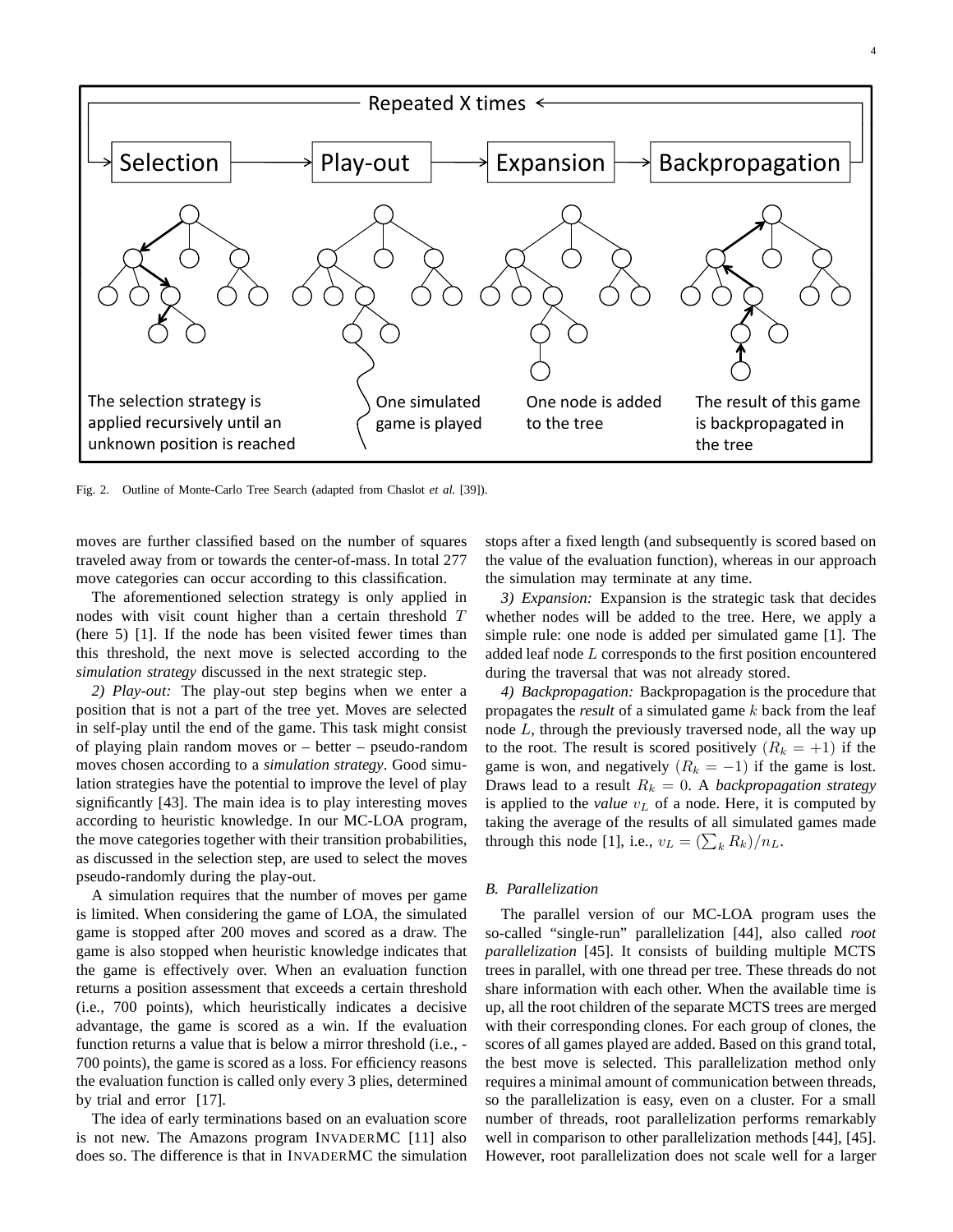Fig. 2. Outline of Monte-Carlo Tree Search (adapted from Chaslot *et al.* [39]).

moves are further classified based on the number of squares traveled away from or towards the center-of-mass. In total 277 move categories can occur according to this classification.

The aforementioned selection strategy is only applied in nodes with visit count higher than a certain threshold $T$ (here 5) [1]. If the node has been visited fewer times than this threshold, the next move is selected according to the *simulation strategy* discussed in the next strategic step.

*2) Play-out:* The play-out step begins when we enter a position that is not a part of the tree yet. Moves are selected in self-play until the end of the game. This task might consist of playing plain random moves or – better – pseudo-random moves chosen according to a *simulation strategy*. Good simulation strategies have the potential to improve the level of play significantly [43]. The main idea is to play interesting moves according to heuristic knowledge. In our MC-LOA program, the move categories together with their transition probabilities, as discussed in the selection step, are used to select the moves pseudo-randomly during the play-out.

A simulation requires that the number of moves per game is limited. When considering the game of LOA, the simulated game is stopped after 200 moves and scored as a draw. The game is also stopped when heuristic knowledge indicates that the game is effectively over. When an evaluation function returns a position assessment that exceeds a certain threshold (i.e., 700 points), which heuristically indicates a decisive advantage, the game is scored as a win. If the evaluation function returns a value that is below a mirror threshold (i.e., -700 points), the game is scored as a loss. For efficiency reasons the evaluation function is called only every 3 plies, determined by trial and error [17].

The idea of early terminations based on an evaluation score is not new. The Amazons program INVADERMC [11] also does so. The difference is that in INVADERMC the simulation stops after a fixed length (and subsequently is scored based on the value of the evaluation function), whereas in our approach the simulation may terminate at any time.

*3) Expansion:* Expansion is the strategic task that decides whether nodes will be added to the tree. Here, we apply a simple rule: one node is added per simulated game [1]. The added leaf node $L$ corresponds to the first position encountered during the traversal that was not already stored.

*4) Backpropagation:* Backpropagation is the procedure that propagates the *result* of a simulated game $k$ back from the leaf node $L$, through the previously traversed node, all the way up to the root. The result is scored positively ($R_k = +1$) if the game is won, and negatively ($R_k = -1$) if the game is lost. Draws lead to a result $R_k = 0$. A *backpropagation strategy* is applied to the *value* $v_L$ of a node. Here, it is computed by taking the average of the results of all simulated games made through this node [1], i.e., $v_L = (\sum_k R_k)/n_L$.

### B. Parallelization

The parallel version of our MC-LOA program uses the so-called "single-run" parallelization [44], also called *root parallelization* [45]. It consists of building multiple MCTS trees in parallel, with one thread per tree. These threads do not share information with each other. When the available time is up, all the root children of the separate MCTS trees are merged with their corresponding clones. For each group of clones, the scores of all games played are added. Based on this grand total, the best move is selected. This parallelization method only requires a minimal amount of communication between threads, so the parallelization is easy, even on a cluster. For a small number of threads, root parallelization performs remarkably well in comparison to other parallelization methods [44], [45]. However, root parallelization does not scale well for a larger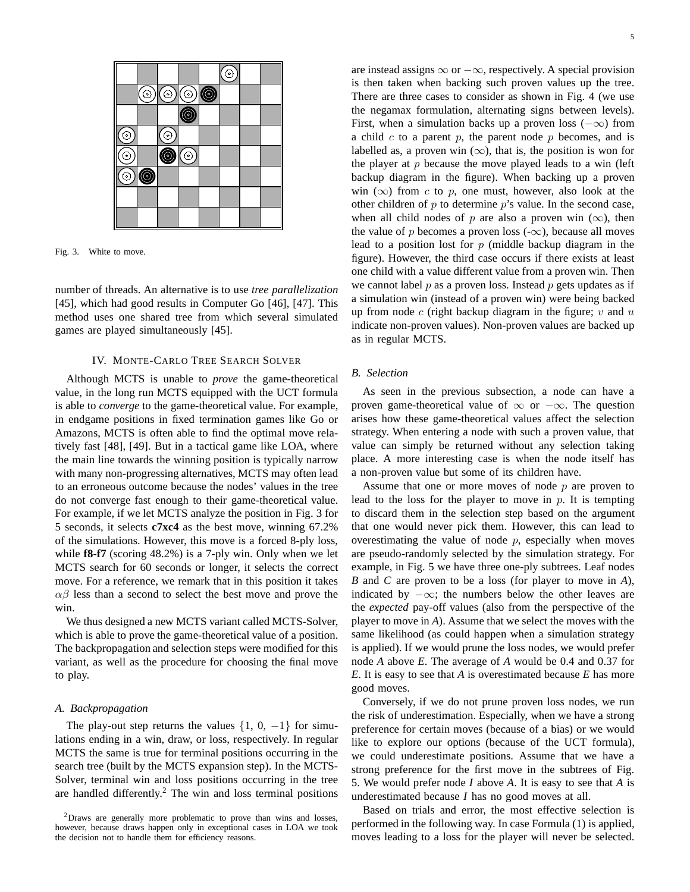Fig. 3. White to move.

number of threads. An alternative is to use *tree parallelization* [45], which had good results in Computer Go [46], [47]. This method uses one shared tree from which several simulated games are played simultaneously [45].

## IV. Monte-Carlo Tree Search Solver

Although MCTS is unable to *prove* the game-theoretical value, in the long run MCTS equipped with the UCT formula is able to *converge* to the game-theoretical value. For example, in endgame positions in fixed termination games like Go or Amazons, MCTS is often able to find the optimal move relatively fast [48], [49]. But in a tactical game like LOA, where the main line towards the winning position is typically narrow with many non-progressing alternatives, MCTS may often lead to an erroneous outcome because the nodes' values in the tree do not converge fast enough to their game-theoretical value. For example, if we let MCTS analyze the position in Fig. 3 for 5 seconds, it selects **c7xc4** as the best move, winning 67.2% of the simulations. However, this move is a forced 8-ply loss, while **f8-f7** (scoring 48.2%) is a 7-ply win. Only when we let MCTS search for 60 seconds or longer, it selects the correct move. For a reference, we remark that in this position it takes $\alpha\beta$ less than a second to select the best move and prove the win.

We thus designed a new MCTS variant called MCTS-Solver, which is able to prove the game-theoretical value of a position. The backpropagation and selection steps were modified for this variant, as well as the procedure for choosing the final move to play.

### A. Backpropagation

The play-out step returns the values $\{1,\ 0,\ -1\}$ for simulations ending in a win, draw, or loss, respectively. In regular MCTS the same is true for terminal positions occurring in the search tree (built by the MCTS expansion step). In the MCTS-Solver, terminal win and loss positions occurring in the tree are handled differently.[2] The win and loss terminal positions are instead assigns $\infty$ or $-\infty$, respectively. A special provision is then taken when backing such proven values up the tree. There are three cases to consider as shown in Fig. 4 (we use the negamax formulation, alternating signs between levels). First, when a simulation backs up a proven loss ($-\infty$) from a child $c$ to a parent $p$, the parent node $p$ becomes, and is labelled as, a proven win ($\infty$), that is, the position is won for the player at $p$ because the move played leads to a win (left backup diagram in the figure). When backing up a proven win ($\infty$) from $c$ to $p$, one must, however, also look at the other children of $p$ to determine $p$'s value. In the second case, when all child nodes of $p$ are also a proven win ($\infty$), then the value of $p$ becomes a proven loss ($-\infty$), because all moves lead to a position lost for $p$ (middle backup diagram in the figure). However, the third case occurs if there exists at least one child with a value different value from a proven win. Then we cannot label $p$ as a proven loss. Instead $p$ gets updates as if a simulation win (instead of a proven win) were being backed up from node $c$ (right backup diagram in the figure; $v$ and $u$ indicate non-proven values). Non-proven values are backed up as in regular MCTS.

[2] Draws are generally more problematic to prove than wins and losses, however, because draws happen only in exceptional cases in LOA we took the decision not to handle them for efficiency reasons.

### B. Selection

As seen in the previous subsection, a node can have a proven game-theoretical value of $\infty$ or $-\infty$. The question arises how these game-theoretical values affect the selection strategy. When entering a node with such a proven value, that value can simply be returned without any selection taking place. A more interesting case is when the node itself has a non-proven value but some of its children have.

Assume that one or more moves of node $p$ are proven to lead to the loss for the player to move in $p$. It is tempting to discard them in the selection step based on the argument that one would never pick them. However, this can lead to overestimating the value of node $p$, especially when moves are pseudo-randomly selected by the simulation strategy. For example, in Fig. 5 we have three one-ply subtrees. Leaf nodes *B* and *C* are proven to be a loss (for player to move in *A*), indicated by $-\infty$; the numbers below the other leaves are the *expected* pay-off values (also from the perspective of the player to move in *A*). Assume that we select the moves with the same likelihood (as could happen when a simulation strategy is applied). If we would prune the loss nodes, we would prefer node *A* above *E*. The average of *A* would be 0.4 and 0.37 for *E*. It is easy to see that *A* is overestimated because *E* has more good moves.

Conversely, if we do not prune proven loss nodes, we run the risk of underestimation. Especially, when we have a strong preference for certain moves (because of a bias) or we would like to explore our options (because of the UCT formula), we could underestimate positions. Assume that we have a strong preference for the first move in the subtrees of Fig. 5. We would prefer node *I* above *A*. It is easy to see that *A* is underestimated because *I* has no good moves at all.

Based on trials and error, the most effective selection is performed in the following way. In case Formula (1) is applied, moves leading to a loss for the player will never be selected.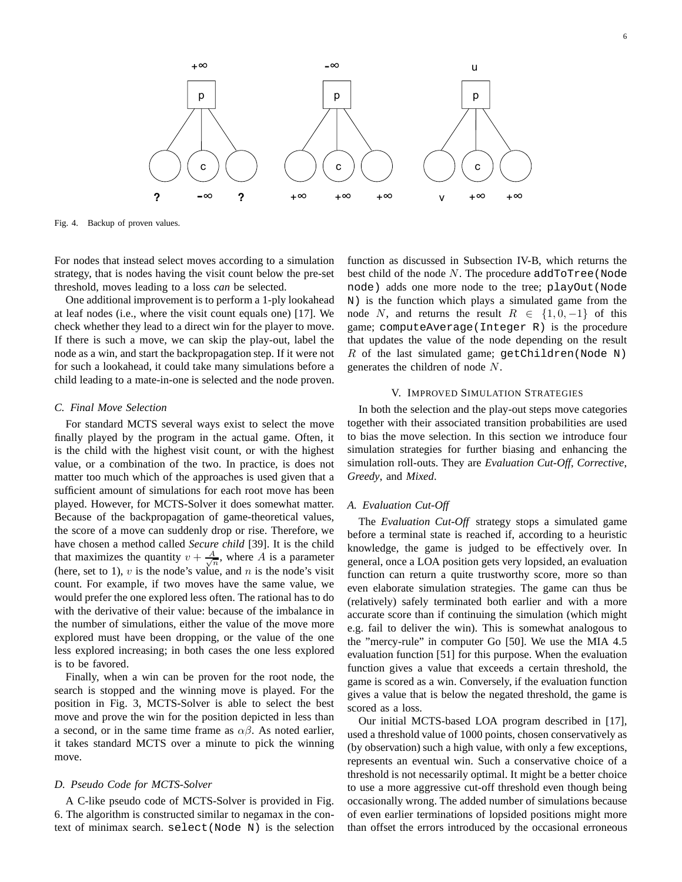Fig. 4. Backup of proven values.

For nodes that instead select moves according to a simulation strategy, that is nodes having the visit count below the pre-set threshold, moves leading to a loss *can* be selected.

One additional improvement is to perform a 1-ply lookahead at leaf nodes (i.e., where the visit count equals one) [17]. We check whether they lead to a direct win for the player to move. If there is such a move, we can skip the play-out, label the node as a win, and start the backpropagation step. If it were not for such a lookahead, it could take many simulations before a child leading to a mate-in-one is selected and the node proven.

### C. Final Move Selection

For standard MCTS several ways exist to select the move finally played by the program in the actual game. Often, it is the child with the highest visit count, or with the highest value, or a combination of the two. In practice, is does not matter too much which of the approaches is used given that a sufficient amount of simulations for each root move has been played. However, for MCTS-Solver it does somewhat matter. Because of the backpropagation of game-theoretical values, the score of a move can suddenly drop or rise. Therefore, we have chosen a method called *Secure child* [39]. It is the child that maximizes the quantity $v + \frac{A}{\sqrt{n}}$, where $A$ is a parameter (here, set to 1), $v$ is the node's value, and $n$ is the node's visit count. For example, if two moves have the same value, we would prefer the one explored less often. The rational has to do with the derivative of their value: because of the imbalance in the number of simulations, either the value of the move more explored must have been dropping, or the value of the one less explored increasing; in both cases the one less explored is to be favored.

Finally, when a win can be proven for the root node, the search is stopped and the winning move is played. For the position in Fig. 3, MCTS-Solver is able to select the best move and prove the win for the position depicted in less than a second, or in the same time frame as $\alpha\beta$. As noted earlier, it takes standard MCTS over a minute to pick the winning move.

### D. Pseudo Code for MCTS-Solver

A C-like pseudo code of MCTS-Solver is provided in Fig. 6. The algorithm is constructed similar to negamax in the context of minimax search. `select(Node N)` is the selection function as discussed in Subsection IV-B, which returns the best child of the node $N$. The procedure `addToTree(Node node)` adds one more node to the tree; `playOut(Node N)` is the function which plays a simulated game from the node $N$, and returns the result $R \in \{1, 0, -1\}$ of this game; `computeAverage(Integer R)` is the procedure that updates the value of the node depending on the result $R$ of the last simulated game; `getChildren(Node N)` generates the children of node $N$.

## V. Improved Simulation Strategies

In both the selection and the play-out steps move categories together with their associated transition probabilities are used to bias the move selection. In this section we introduce four simulation strategies for further biasing and enhancing the simulation roll-outs. They are *Evaluation Cut-Off*, *Corrective*, *Greedy*, and *Mixed*.

### A. Evaluation Cut-Off

The *Evaluation Cut-Off* strategy stops a simulated game before a terminal state is reached if, according to a heuristic knowledge, the game is judged to be effectively over. In general, once a LOA position gets very lopsided, an evaluation function can return a quite trustworthy score, more so than even elaborate simulation strategies. The game can thus be (relatively) safely terminated both earlier and with a more accurate score than if continuing the simulation (which might e.g. fail to deliver the win). This is somewhat analogous to the "mercy-rule" in computer Go [50]. We use the MIA 4.5 evaluation function [51] for this purpose. When the evaluation function gives a value that exceeds a certain threshold, the game is scored as a win. Conversely, if the evaluation function gives a value that is below the negated threshold, the game is scored as a loss.

Our initial MCTS-based LOA program described in [17], used a threshold value of 1000 points, chosen conservatively as (by observation) such a high value, with only a few exceptions, represents an eventual win. Such a conservative choice of a threshold is not necessarily optimal. It might be a better choice to use a more aggressive cut-off threshold even though being occasionally wrong. The added number of simulations because of even earlier terminations of lopsided positions might more than offset the errors introduced by the occasional erroneous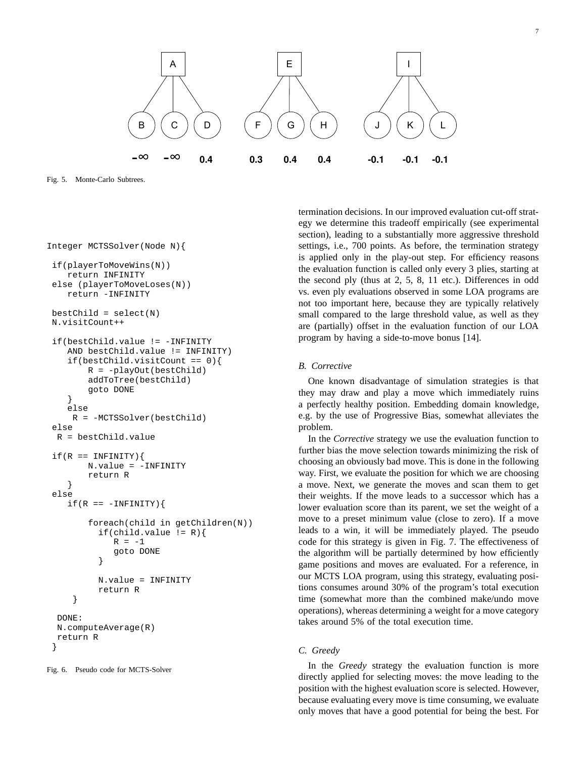Fig. 5. Monte-Carlo Subtrees.

```
Integer MCTSSolver(Node N){

 if(playerToMoveWins(N))
    return INFINITY
 else (playerToMoveLoses(N))
    return -INFINITY

 bestChild = select(N)
 N.visitCount++

 if(bestChild.value != -INFINITY
    AND bestChild.value != INFINITY)
    if(bestChild.visitCount == 0){
        R = -playOut(bestChild)
        addToTree(bestChild)
        goto DONE
    }
    else
     R = -MCTSSolver(bestChild)
 else
  R = bestChild.value

 if(R == INFINITY){
        N.value = -INFINITY
        return R
    }
 else
    if(R == -INFINITY){

        foreach(child in getChildren(N))
          if(child.value != R){
             R = -1
             goto DONE
          }

          N.value = INFINITY
          return R
     }

  DONE:
  N.computeAverage(R)
  return R
 }
```

Fig. 6. Pseudo code for MCTS-Solver

termination decisions. In our improved evaluation cut-off strategy we determine this tradeoff empirically (see experimental section), leading to a substantially more aggressive threshold settings, i.e., 700 points. As before, the termination strategy is applied only in the play-out step. For efficiency reasons the evaluation function is called only every 3 plies, starting at the second ply (thus at 2, 5, 8, 11 etc.). Differences in odd vs. even ply evaluations observed in some LOA programs are not too important here, because they are typically relatively small compared to the large threshold value, as well as they are (partially) offset in the evaluation function of our LOA program by having a side-to-move bonus [14].

### *B. Corrective*

One known disadvantage of simulation strategies is that they may draw and play a move which immediately ruins a perfectly healthy position. Embedding domain knowledge, e.g. by the use of Progressive Bias, somewhat alleviates the problem.

In the *Corrective* strategy we use the evaluation function to further bias the move selection towards minimizing the risk of choosing an obviously bad move. This is done in the following way. First, we evaluate the position for which we are choosing a move. Next, we generate the moves and scan them to get their weights. If the move leads to a successor which has a lower evaluation score than its parent, we set the weight of a move to a preset minimum value (close to zero). If a move leads to a win, it will be immediately played. The pseudo code for this strategy is given in Fig. 7. The effectiveness of the algorithm will be partially determined by how efficiently game positions and moves are evaluated. For a reference, in our MCTS LOA program, using this strategy, evaluating positions consumes around 30% of the program's total execution time (somewhat more than the combined make/undo move operations), whereas determining a weight for a move category takes around 5% of the total execution time.

### *C. Greedy*

In the *Greedy* strategy the evaluation function is more directly applied for selecting moves: the move leading to the position with the highest evaluation score is selected. However, because evaluating every move is time consuming, we evaluate only moves that have a good potential for being the best. For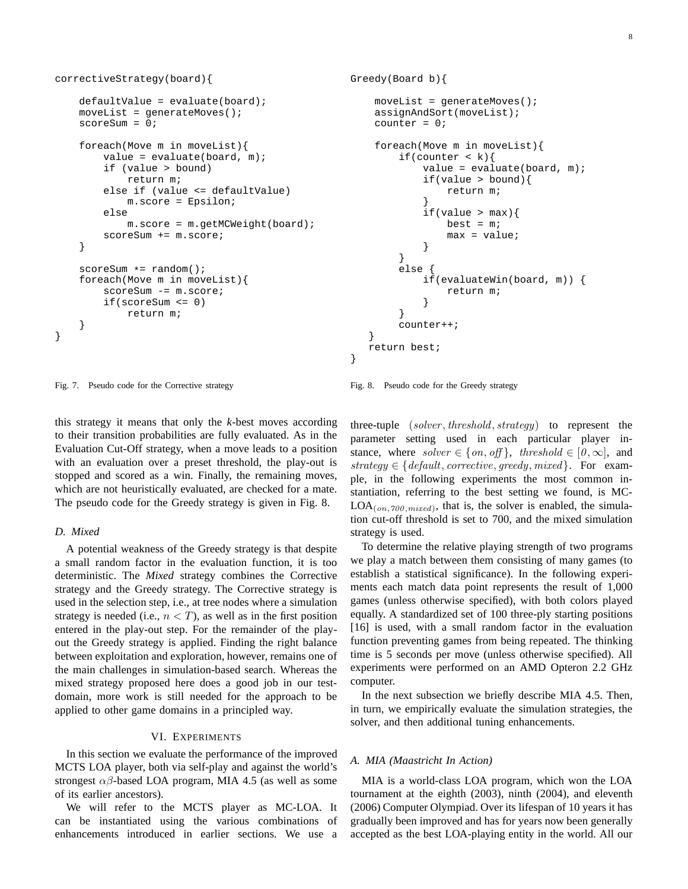```
correctiveStrategy(board){

    defaultValue = evaluate(board);
    moveList = generateMoves();
    scoreSum = 0;

    foreach(Move m in moveList){
        value = evaluate(board, m);
        if (value > bound)
            return m;
        else if (value <= defaultValue)
            m.score = Epsilon;
        else
            m.score = m.getMCWeight(board);
        scoreSum += m.score;
    }

    scoreSum *= random();
    foreach(Move m in moveList){
        scoreSum -= m.score;
        if(scoreSum <= 0)
            return m;
    }
}
```

Fig. 7. Pseudo code for the Corrective strategy

```
Greedy(Board b){

    moveList = generateMoves();
    assignAndSort(moveList);
    counter = 0;

    foreach(Move m in moveList){
        if(counter < k){
            value = evaluate(board, m);
            if(value > bound){
                return m;
            }
            if(value > max){
                best = m;
                max = value;
            }
        }
        else {
            if(evaluateWin(board, m)) {
                return m;
            }
        }
        counter++;
   }
   return best;
}
```

Fig. 8. Pseudo code for the Greedy strategy

this strategy it means that only the *k*-best moves according to their transition probabilities are fully evaluated. As in the Evaluation Cut-Off strategy, when a move leads to a position with an evaluation over a preset threshold, the play-out is stopped and scored as a win. Finally, the remaining moves, which are not heuristically evaluated, are checked for a mate. The pseudo code for the Greedy strategy is given in Fig. 8.

### D. Mixed

A potential weakness of the Greedy strategy is that despite a small random factor in the evaluation function, it is too deterministic. The *Mixed* strategy combines the Corrective strategy and the Greedy strategy. The Corrective strategy is used in the selection step, i.e., at tree nodes where a simulation strategy is needed (i.e., $n < T$), as well as in the first position entered in the play-out step. For the remainder of the play-out the Greedy strategy is applied. Finding the right balance between exploitation and exploration, however, remains one of the main challenges in simulation-based search. Whereas the mixed strategy proposed here does a good job in our test-domain, more work is still needed for the approach to be applied to other game domains in a principled way.

## VI. Experiments

In this section we evaluate the performance of the improved MCTS LOA player, both via self-play and against the world's strongest $\alpha\beta$-based LOA program, MIA 4.5 (as well as some of its earlier ancestors).

We will refer to the MCTS player as MC-LOA. It can be instantiated using the various combinations of enhancements introduced in earlier sections. We use a three-tuple $(solver, threshold, strategy)$ to represent the parameter setting used in each particular player instance, where $solver \in \{on, off\}$, $threshold \in [0, \infty]$, and $strategy \in \{default, corrective, greedy, mixed\}$. For example, in the following experiments the most common instantiation, referring to the best setting we found, is MC-LOA$_{(on,700,mixed)}$, that is, the solver is enabled, the simulation cut-off threshold is set to 700, and the mixed simulation strategy is used.

To determine the relative playing strength of two programs we play a match between them consisting of many games (to establish a statistical significance). In the following experiments each match data point represents the result of 1,000 games (unless otherwise specified), with both colors played equally. A standardized set of 100 three-ply starting positions [16] is used, with a small random factor in the evaluation function preventing games from being repeated. The thinking time is 5 seconds per move (unless otherwise specified). All experiments were performed on an AMD Opteron 2.2 GHz computer.

In the next subsection we briefly describe MIA 4.5. Then, in turn, we empirically evaluate the simulation strategies, the solver, and then additional tuning enhancements.

### A. MIA (Maastricht In Action)

MIA is a world-class LOA program, which won the LOA tournament at the eighth (2003), ninth (2004), and eleventh (2006) Computer Olympiad. Over its lifespan of 10 years it has gradually been improved and has for years now been generally accepted as the best LOA-playing entity in the world. All our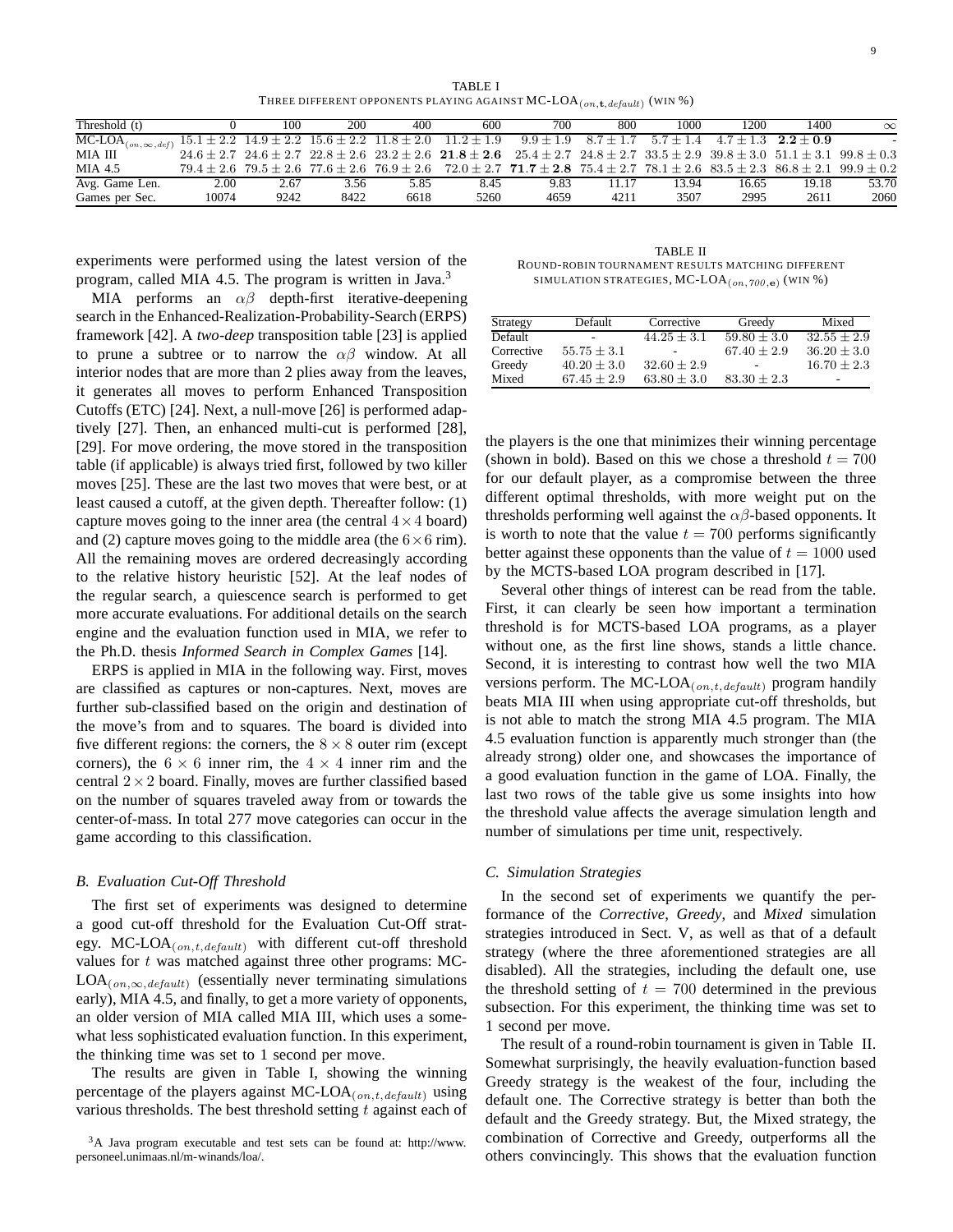TABLE I
THREE DIFFERENT OPPONENTS PLAYING AGAINST MC-LOA$_{(on,\mathbf{t},default)}$ (WIN %)

| Threshold (t) | 0 | 100 | 200 | 400 | 600 | 700 | 800 | 1000 | 1200 | 1400 | $\infty$ |
|---|---|---|---|---|---|---|---|---|---|---|---|
| MC-LOA$_{(on,\infty,def)}$ | $15.1 \pm 2.2$ | $14.9 \pm 2.2$ | $15.6 \pm 2.2$ | $11.8 \pm 2.0$ | $11.2 \pm 1.9$ | $9.9 \pm 1.9$ | $8.7 \pm 1.7$ | $5.7 \pm 1.4$ | $4.7 \pm 1.3$ | $\mathbf{2.2 \pm 0.9}$ | - |
| MIA III | $24.6 \pm 2.7$ | $24.6 \pm 2.7$ | $22.8 \pm 2.6$ | $23.2 \pm 2.6$ | $\mathbf{21.8 \pm 2.6}$ | $25.4 \pm 2.7$ | $24.8 \pm 2.7$ | $33.5 \pm 2.9$ | $39.8 \pm 3.0$ | $51.1 \pm 3.1$ | $99.8 \pm 0.3$ |
| MIA 4.5 | $79.4 \pm 2.6$ | $79.5 \pm 2.6$ | $77.6 \pm 2.6$ | $76.9 \pm 2.6$ | $72.0 \pm 2.7$ | $\mathbf{71.7 \pm 2.8}$ | $75.4 \pm 2.7$ | $78.1 \pm 2.6$ | $83.5 \pm 2.3$ | $86.8 \pm 2.1$ | $99.9 \pm 0.2$ |
| Avg. Game Len. | 2.00 | 2.67 | 3.56 | 5.85 | 8.45 | 9.83 | 11.17 | 13.94 | 16.65 | 19.18 | 53.70 |
| Games per Sec. | 10074 | 9242 | 8422 | 6618 | 5260 | 4659 | 4211 | 3507 | 2995 | 2611 | 2060 |

experiments were performed using the latest version of the program, called MIA 4.5. The program is written in Java.[3]

MIA performs an $\alpha\beta$ depth-first iterative-deepening search in the Enhanced-Realization-Probability-Search (ERPS) framework [42]. A *two-deep* transposition table [23] is applied to prune a subtree or to narrow the $\alpha\beta$ window. At all interior nodes that are more than 2 plies away from the leaves, it generates all moves to perform Enhanced Transposition Cutoffs (ETC) [24]. Next, a null-move [26] is performed adaptively [27]. Then, an enhanced multi-cut is performed [28], [29]. For move ordering, the move stored in the transposition table (if applicable) is always tried first, followed by two killer moves [25]. These are the last two moves that were best, or at least caused a cutoff, at the given depth. Thereafter follow: (1) capture moves going to the inner area (the central $4 \times 4$ board) and (2) capture moves going to the middle area (the $6 \times 6$ rim). All the remaining moves are ordered decreasingly according to the relative history heuristic [52]. At the leaf nodes of the regular search, a quiescence search is performed to get more accurate evaluations. For additional details on the search engine and the evaluation function used in MIA, we refer to the Ph.D. thesis *Informed Search in Complex Games* [14].

ERPS is applied in MIA in the following way. First, moves are classified as captures or non-captures. Next, moves are further sub-classified based on the origin and destination of the move's from and to squares. The board is divided into five different regions: the corners, the $8 \times 8$ outer rim (except corners), the $6 \times 6$ inner rim, the $4 \times 4$ inner rim and the central $2 \times 2$ board. Finally, moves are further classified based on the number of squares traveled away from or towards the center-of-mass. In total 277 move categories can occur in the game according to this classification.

### *B. Evaluation Cut-Off Threshold*

The first set of experiments was designed to determine a good cut-off threshold for the Evaluation Cut-Off strategy. MC-LOA$_{(on,t,default)}$ with different cut-off threshold values for $t$ was matched against three other programs: MC-LOA$_{(on,\infty,default)}$ (essentially never terminating simulations early), MIA 4.5, and finally, to get a more variety of opponents, an older version of MIA called MIA III, which uses a somewhat less sophisticated evaluation function. In this experiment, the thinking time was set to 1 second per move.

The results are given in Table I, showing the winning percentage of the players against MC-LOA$_{(on,t,default)}$ using various thresholds. The best threshold setting $t$ against each of the players is the one that minimizes their winning percentage (shown in bold). Based on this we chose a threshold $t = 700$ for our default player, as a compromise between the three different optimal thresholds, with more weight put on the thresholds performing well against the $\alpha\beta$-based opponents. It is worth to note that the value $t = 700$ performs significantly better against these opponents than the value of $t = 1000$ used by the MCTS-based LOA program described in [17].

Several other things of interest can be read from the table. First, it can clearly be seen how important a termination threshold is for MCTS-based LOA programs, as a player without one, as the first line shows, stands a little chance. Second, it is interesting to contrast how well the two MIA versions perform. The MC-LOA$_{(on,t,default)}$ program handily beats MIA III when using appropriate cut-off thresholds, but is not able to match the strong MIA 4.5 program. The MIA 4.5 evaluation function is apparently much stronger than (the already strong) older one, and showcases the importance of a good evaluation function in the game of LOA. Finally, the last two rows of the table give us some insights into how the threshold value affects the average simulation length and number of simulations per time unit, respectively.

TABLE II
ROUND-ROBIN TOURNAMENT RESULTS MATCHING DIFFERENT SIMULATION STRATEGIES, MC-LOA$_{(on,700,\mathbf{e})}$ (WIN %)

| Strategy | Default | Corrective | Greedy | Mixed |
|---|---|---|---|---|
| Default | - | $44.25 \pm 3.1$ | $59.80 \pm 3.0$ | $32.55 \pm 2.9$ |
| Corrective | $55.75 \pm 3.1$ | - | $67.40 \pm 2.9$ | $36.20 \pm 3.0$ |
| Greedy | $40.20 \pm 3.0$ | $32.60 \pm 2.9$ | - | $16.70 \pm 2.3$ |
| Mixed | $67.45 \pm 2.9$ | $63.80 \pm 3.0$ | $83.30 \pm 2.3$ | - |

### *C. Simulation Strategies*

In the second set of experiments we quantify the performance of the *Corrective*, *Greedy*, and *Mixed* simulation strategies introduced in Sect. V, as well as that of a default strategy (where the three aforementioned strategies are all disabled). All the strategies, including the default one, use the threshold setting of $t = 700$ determined in the previous subsection. For this experiment, the thinking time was set to 1 second per move.

The result of a round-robin tournament is given in Table II. Somewhat surprisingly, the heavily evaluation-function based Greedy strategy is the weakest of the four, including the default one. The Corrective strategy is better than both the default and the Greedy strategy. But, the Mixed strategy, the combination of Corrective and Greedy, outperforms all the others convincingly. This shows that the evaluation function

[3] A Java program executable and test sets can be found at: http://www.personeel.unimaas.nl/m-winands/loa/.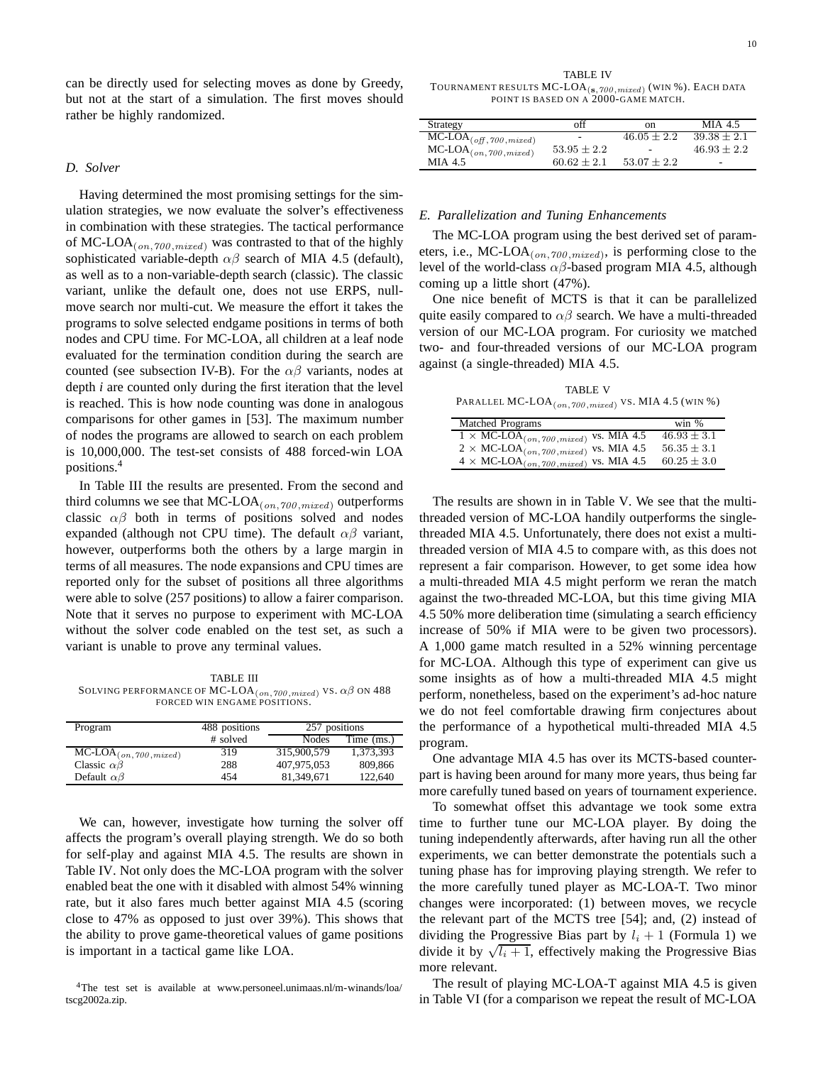can be directly used for selecting moves as done by Greedy, but not at the start of a simulation. The first moves should rather be highly randomized.

### D. Solver

Having determined the most promising settings for the simulation strategies, we now evaluate the solver's effectiveness in combination with these strategies. The tactical performance of MC-LOA$_{(on,700,mixed)}$ was contrasted to that of the highly sophisticated variable-depth $\alpha\beta$ search of MIA 4.5 (default), as well as to a non-variable-depth search (classic). The classic variant, unlike the default one, does not use ERPS, null-move search nor multi-cut. We measure the effort it takes the programs to solve selected endgame positions in terms of both nodes and CPU time. For MC-LOA, all children at a leaf node evaluated for the termination condition during the search are counted (see subsection IV-B). For the $\alpha\beta$ variants, nodes at depth *i* are counted only during the first iteration that the level is reached. This is how node counting was done in analogous comparisons for other games in [53]. The maximum number of nodes the programs are allowed to search on each problem is 10,000,000. The test-set consists of 488 forced-win LOA positions.[4]

In Table III the results are presented. From the second and third columns we see that MC-LOA$_{(on,700,mixed)}$ outperforms classic $\alpha\beta$ both in terms of positions solved and nodes expanded (although not CPU time). The default $\alpha\beta$ variant, however, outperforms both the others by a large margin in terms of all measures. The node expansions and CPU times are reported only for the subset of positions all three algorithms were able to solve (257 positions) to allow a fairer comparison. Note that it serves no purpose to experiment with MC-LOA without the solver code enabled on the test set, as such a variant is unable to prove any terminal values.

TABLE III
SOLVING PERFORMANCE OF MC-LOA$_{(on,700,mixed)}$ VS. $\alpha\beta$ ON 488 FORCED WIN ENGAME POSITIONS.

| Program | 488 positions | 257 positions | |
|---|---|---|---|
| | # solved | Nodes | Time (ms.) |
| MC-LOA$_{(on,700,mixed)}$ | 319 | 315,900,579 | 1,373,393 |
| Classic $\alpha\beta$ | 288 | 407,975,053 | 809,866 |
| Default $\alpha\beta$ | 454 | 81,349,671 | 122,640 |

We can, however, investigate how turning the solver off affects the program's overall playing strength. We do so both for self-play and against MIA 4.5. The results are shown in Table IV. Not only does the MC-LOA program with the solver enabled beat the one with it disabled with almost 54% winning rate, but it also fares much better against MIA 4.5 (scoring close to 47% as opposed to just over 39%). This shows that the ability to prove game-theoretical values of game positions is important in a tactical game like LOA.

[4]The test set is available at www.personeel.unimaas.nl/m-winands/loa/tscg2002a.zip.

TABLE IV
TOURNAMENT RESULTS MC-LOA$_{(\mathbf{s},700,mixed)}$ (WIN %). EACH DATA POINT IS BASED ON A 2000-GAME MATCH.

| Strategy | off | on | MIA 4.5 |
|---|---|---|---|
| MC-LOA$_{(off,700,mixed)}$ | - | $46.05 \pm 2.2$ | $39.38 \pm 2.1$ |
| MC-LOA$_{(on,700,mixed)}$ | $53.95 \pm 2.2$ | - | $46.93 \pm 2.2$ |
| MIA 4.5 | $60.62 \pm 2.1$ | $53.07 \pm 2.2$ | - |

### E. Parallelization and Tuning Enhancements

The MC-LOA program using the best derived set of parameters, i.e., MC-LOA$_{(on,700,mixed)}$, is performing close to the level of the world-class $\alpha\beta$-based program MIA 4.5, although coming up a little short (47%).

One nice benefit of MCTS is that it can be parallelized quite easily compared to $\alpha\beta$ search. We have a multi-threaded version of our MC-LOA program. For curiosity we matched two- and four-threaded versions of our MC-LOA program against (a single-threaded) MIA 4.5.

TABLE V
PARALLEL MC-LOA$_{(on,700,mixed)}$ VS. MIA 4.5 (WIN %)

| Matched Programs | win % |
|---|---|
| 1 × MC-LOA$_{(on,700,mixed)}$ vs. MIA 4.5 | $46.93 \pm 3.1$ |
| 2 × MC-LOA$_{(on,700,mixed)}$ vs. MIA 4.5 | $56.35 \pm 3.1$ |
| 4 × MC-LOA$_{(on,700,mixed)}$ vs. MIA 4.5 | $60.25 \pm 3.0$ |

The results are shown in in Table V. We see that the multi-threaded version of MC-LOA handily outperforms the single-threaded MIA 4.5. Unfortunately, there does not exist a multi-threaded version of MIA 4.5 to compare with, as this does not represent a fair comparison. However, to get some idea how a multi-threaded MIA 4.5 might perform we reran the match against the two-threaded MC-LOA, but this time giving MIA 4.5 50% more deliberation time (simulating a search efficiency increase of 50% if MIA were to be given two processors). A 1,000 game match resulted in a 52% winning percentage for MC-LOA. Although this type of experiment can give us some insights as of how a multi-threaded MIA 4.5 might perform, nonetheless, based on the experiment's ad-hoc nature we do not feel comfortable drawing firm conjectures about the performance of a hypothetical multi-threaded MIA 4.5 program.

One advantage MIA 4.5 has over its MCTS-based counterpart is having been around for many more years, thus being far more carefully tuned based on years of tournament experience.

To somewhat offset this advantage we took some extra time to further tune our MC-LOA player. By doing the tuning independently afterwards, after having run all the other experiments, we can better demonstrate the potentials such a tuning phase has for improving playing strength. We refer to the more carefully tuned player as MC-LOA-T. Two minor changes were incorporated: (1) between moves, we recycle the relevant part of the MCTS tree [54]; and, (2) instead of dividing the Progressive Bias part by $l_i + 1$ (Formula 1) we divide it by $\sqrt{l_i + 1}$, effectively making the Progressive Bias more relevant.

The result of playing MC-LOA-T against MIA 4.5 is given in Table VI (for a comparison we repeat the result of MC-LOA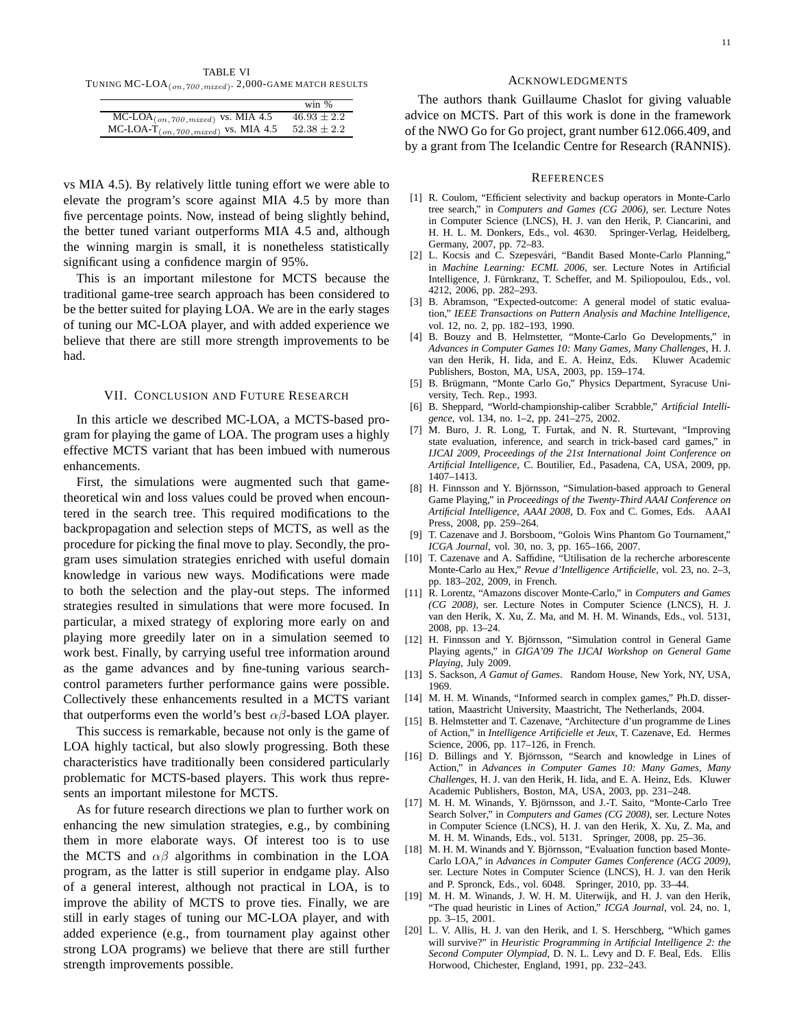TABLE VI

TUNING MC-LOA$_{(on,700,mixed)}$. 2,000-GAME MATCH RESULTS

| | win % |
|---|---|
| MC-LOA$_{(on,700,mixed)}$ vs. MIA 4.5 | $46.93 \pm 2.2$ |
| MC-LOA-T$_{(on,700,mixed)}$ vs. MIA 4.5 | $52.38 \pm 2.2$ |

vs MIA 4.5). By relatively little tuning effort we were able to elevate the program's score against MIA 4.5 by more than five percentage points. Now, instead of being slightly behind, the better tuned variant outperforms MIA 4.5 and, although the winning margin is small, it is nonetheless statistically significant using a confidence margin of 95%.

This is an important milestone for MCTS because the traditional game-tree search approach has been considered to be the better suited for playing LOA. We are in the early stages of tuning our MC-LOA player, and with added experience we believe that there are still more strength improvements to be had.

## VII. Conclusion and Future Research

In this article we described MC-LOA, a MCTS-based program for playing the game of LOA. The program uses a highly effective MCTS variant that has been imbued with numerous enhancements.

First, the simulations were augmented such that game-theoretical win and loss values could be proved when encountered in the search tree. This required modifications to the backpropagation and selection steps of MCTS, as well as the procedure for picking the final move to play. Secondly, the program uses simulation strategies enriched with useful domain knowledge in various new ways. Modifications were made to both the selection and the play-out steps. The informed strategies resulted in simulations that were more focused. In particular, a mixed strategy of exploring more early on and playing more greedily later on in a simulation seemed to work best. Finally, by carrying useful tree information around as the game advances and by fine-tuning various search-control parameters further performance gains were possible. Collectively these enhancements resulted in a MCTS variant that outperforms even the world's best $\alpha\beta$-based LOA player.

This success is remarkable, because not only is the game of LOA highly tactical, but also slowly progressing. Both these characteristics have traditionally been considered particularly problematic for MCTS-based players. This work thus represents an important milestone for MCTS.

As for future research directions we plan to further work on enhancing the new simulation strategies, e.g., by combining them in more elaborate ways. Of interest too is to use the MCTS and $\alpha\beta$ algorithms in combination in the LOA program, as the latter is still superior in endgame play. Also of a general interest, although not practical in LOA, is to improve the ability of MCTS to prove ties. Finally, we are still in early stages of tuning our MC-LOA player, and with added experience (e.g., from tournament play against other strong LOA programs) we believe that there are still further strength improvements possible.

## Acknowledgments

The authors thank Guillaume Chaslot for giving valuable advice on MCTS. Part of this work is done in the framework of the NWO Go for Go project, grant number 612.066.409, and by a grant from The Icelandic Centre for Research (RANNIS).

## References

[1] R. Coulom, "Efficient selectivity and backup operators in Monte-Carlo tree search," in *Computers and Games (CG 2006)*, ser. Lecture Notes in Computer Science (LNCS), H. J. van den Herik, P. Ciancarini, and H. H. L. M. Donkers, Eds., vol. 4630. Springer-Verlag, Heidelberg, Germany, 2007, pp. 72–83.

[2] L. Kocsis and C. Szepesvári, "Bandit Based Monte-Carlo Planning," in *Machine Learning: ECML 2006*, ser. Lecture Notes in Artificial Intelligence, J. Fürnkranz, T. Scheffer, and M. Spiliopoulou, Eds., vol. 4212, 2006, pp. 282–293.

[3] B. Abramson, "Expected-outcome: A general model of static evaluation," *IEEE Transactions on Pattern Analysis and Machine Intelligence*, vol. 12, no. 2, pp. 182–193, 1990.

[4] B. Bouzy and B. Helmstetter, "Monte-Carlo Go Developments," in *Advances in Computer Games 10: Many Games, Many Challenges*, H. J. van den Herik, H. Iida, and E. A. Heinz, Eds. Kluwer Academic Publishers, Boston, MA, USA, 2003, pp. 159–174.

[5] B. Brügmann, "Monte Carlo Go," Physics Department, Syracuse University, Tech. Rep., 1993.

[6] B. Sheppard, "World-championship-caliber Scrabble," *Artificial Intelligence*, vol. 134, no. 1–2, pp. 241–275, 2002.

[7] M. Buro, J. R. Long, T. Furtak, and N. R. Sturtevant, "Improving state evaluation, inference, and search in trick-based card games," in *IJCAI 2009, Proceedings of the 21st International Joint Conference on Artificial Intelligence*, C. Boutilier, Ed., Pasadena, CA, USA, 2009, pp. 1407–1413.

[8] H. Finnsson and Y. Björnsson, "Simulation-based approach to General Game Playing," in *Proceedings of the Twenty-Third AAAI Conference on Artificial Intelligence, AAAI 2008*, D. Fox and C. Gomes, Eds. AAAI Press, 2008, pp. 259–264.

[9] T. Cazenave and J. Borsboom, "Golois Wins Phantom Go Tournament," *ICGA Journal*, vol. 30, no. 3, pp. 165–166, 2007.

[10] T. Cazenave and A. Saffidine, "Utilisation de la recherche arborescente Monte-Carlo au Hex," *Revue d'Intelligence Artificielle*, vol. 23, no. 2–3, pp. 183–202, 2009, in French.

[11] R. Lorentz, "Amazons discover Monte-Carlo," in *Computers and Games (CG 2008)*, ser. Lecture Notes in Computer Science (LNCS), H. J. van den Herik, X. Xu, Z. Ma, and M. H. M. Winands, Eds., vol. 5131, 2008, pp. 13–24.

[12] H. Finnsson and Y. Björnsson, "Simulation control in General Game Playing agents," in *GIGA'09 The IJCAI Workshop on General Game Playing*, July 2009.

[13] S. Sackson, *A Gamut of Games*. Random House, New York, NY, USA, 1969.

[14] M. H. M. Winands, "Informed search in complex games," Ph.D. dissertation, Maastricht University, Maastricht, The Netherlands, 2004.

[15] B. Helmstetter and T. Cazenave, "Architecture d'un programme de Lines of Action," in *Intelligence Artificielle et Jeux*, T. Cazenave, Ed. Hermes Science, 2006, pp. 117–126, in French.

[16] D. Billings and Y. Björnsson, "Search and knowledge in Lines of Action," in *Advances in Computer Games 10: Many Games, Many Challenges*, H. J. van den Herik, H. Iida, and E. A. Heinz, Eds. Kluwer Academic Publishers, Boston, MA, USA, 2003, pp. 231–248.

[17] M. H. M. Winands, Y. Björnsson, and J.-T. Saito, "Monte-Carlo Tree Search Solver," in *Computers and Games (CG 2008)*, ser. Lecture Notes in Computer Science (LNCS), H. J. van den Herik, X. Xu, Z. Ma, and M. H. M. Winands, Eds., vol. 5131. Springer, 2008, pp. 25–36.

[18] M. H. M. Winands and Y. Björnsson, "Evaluation function based Monte-Carlo LOA," in *Advances in Computer Games Conference (ACG 2009)*, ser. Lecture Notes in Computer Science (LNCS), H. J. van den Herik and P. Spronck, Eds., vol. 6048. Springer, 2010, pp. 33–44.

[19] M. H. M. Winands, J. W. H. M. Uiterwijk, and H. J. van den Herik, "The quad heuristic in Lines of Action," *ICGA Journal*, vol. 24, no. 1, pp. 3–15, 2001.

[20] L. V. Allis, H. J. van den Herik, and I. S. Herschberg, "Which games will survive?" in *Heuristic Programming in Artificial Intelligence 2: the Second Computer Olympiad*, D. N. L. Levy and D. F. Beal, Eds. Ellis Horwood, Chichester, England, 1991, pp. 232–243.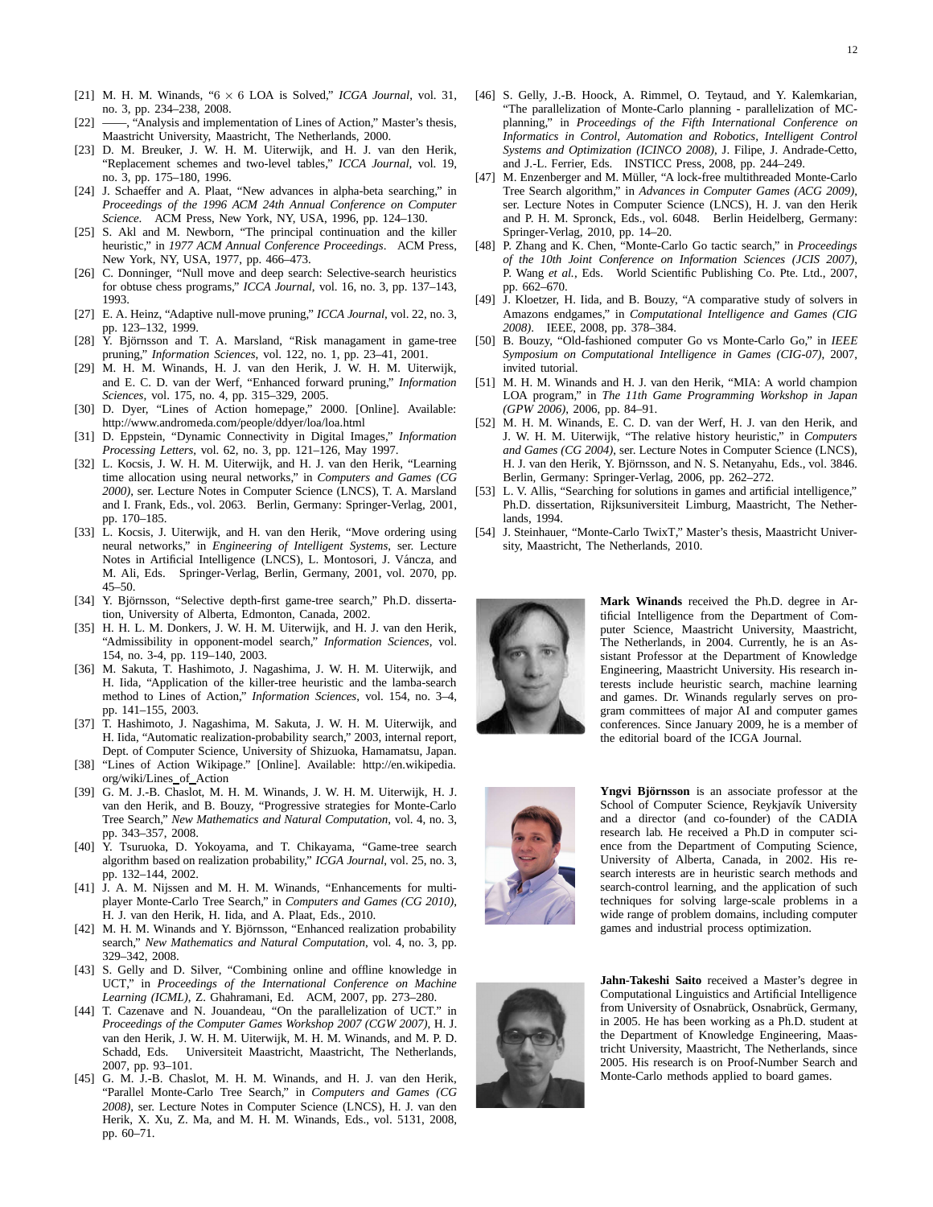[21] M. H. M. Winands, "$6 \times 6$ LOA is Solved," *ICGA Journal*, vol. 31, no. 3, pp. 234–238, 2008.

[22] ——, "Analysis and implementation of Lines of Action," Master's thesis, Maastricht University, Maastricht, The Netherlands, 2000.

[23] D. M. Breuker, J. W. H. M. Uiterwijk, and H. J. van den Herik, "Replacement schemes and two-level tables," *ICCA Journal*, vol. 19, no. 3, pp. 175–180, 1996.

[24] J. Schaeffer and A. Plaat, "New advances in alpha-beta searching," in *Proceedings of the 1996 ACM 24th Annual Conference on Computer Science*. ACM Press, New York, NY, USA, 1996, pp. 124–130.

[25] S. Akl and M. Newborn, "The principal continuation and the killer heuristic," in *1977 ACM Annual Conference Proceedings*. ACM Press, New York, NY, USA, 1977, pp. 466–473.

[26] C. Donninger, "Null move and deep search: Selective-search heuristics for obtuse chess programs," *ICCA Journal*, vol. 16, no. 3, pp. 137–143, 1993.

[27] E. A. Heinz, "Adaptive null-move pruning," *ICCA Journal*, vol. 22, no. 3, pp. 123–132, 1999.

[28] Y. Björnsson and T. A. Marsland, "Risk managament in game-tree pruning," *Information Sciences*, vol. 122, no. 1, pp. 23–41, 2001.

[29] M. H. M. Winands, H. J. van den Herik, J. W. H. M. Uiterwijk, and E. C. D. van der Werf, "Enhanced forward pruning," *Information Sciences*, vol. 175, no. 4, pp. 315–329, 2005.

[30] D. Dyer, "Lines of Action homepage," 2000. [Online]. Available: http://www.andromeda.com/people/ddyer/loa/loa.html

[31] D. Eppstein, "Dynamic Connectivity in Digital Images," *Information Processing Letters*, vol. 62, no. 3, pp. 121–126, May 1997.

[32] L. Kocsis, J. W. H. M. Uiterwijk, and H. J. van den Herik, "Learning time allocation using neural networks," in *Computers and Games (CG 2000)*, ser. Lecture Notes in Computer Science (LNCS), T. A. Marsland and I. Frank, Eds., vol. 2063. Berlin, Germany: Springer-Verlag, 2001, pp. 170–185.

[33] L. Kocsis, J. Uiterwijk, and H. van den Herik, "Move ordering using neural networks," in *Engineering of Intelligent Systems*, ser. Lecture Notes in Artificial Intelligence (LNCS), L. Montosori, J. Váncza, and M. Ali, Eds. Springer-Verlag, Berlin, Germany, 2001, vol. 2070, pp. 45–50.

[34] Y. Björnsson, "Selective depth-first game-tree search," Ph.D. dissertation, University of Alberta, Edmonton, Canada, 2002.

[35] H. H. L. M. Donkers, J. W. H. M. Uiterwijk, and H. J. van den Herik, "Admissibility in opponent-model search," *Information Sciences*, vol. 154, no. 3-4, pp. 119–140, 2003.

[36] M. Sakuta, T. Hashimoto, J. Nagashima, J. W. H. M. Uiterwijk, and H. Iida, "Application of the killer-tree heuristic and the lamba-search method to Lines of Action," *Information Sciences*, vol. 154, no. 3–4, pp. 141–155, 2003.

[37] T. Hashimoto, J. Nagashima, M. Sakuta, J. W. H. M. Uiterwijk, and H. Iida, "Automatic realization-probability search," 2003, internal report, Dept. of Computer Science, University of Shizuoka, Hamamatsu, Japan.

[38] "Lines of Action Wikipage." [Online]. Available: http://en.wikipedia.org/wiki/Lines_of_Action

[39] G. M. J.-B. Chaslot, M. H. M. Winands, J. W. H. M. Uiterwijk, H. J. van den Herik, and B. Bouzy, "Progressive strategies for Monte-Carlo Tree Search," *New Mathematics and Natural Computation*, vol. 4, no. 3, pp. 343–357, 2008.

[40] Y. Tsuruoka, D. Yokoyama, and T. Chikayama, "Game-tree search algorithm based on realization probability," *ICGA Journal*, vol. 25, no. 3, pp. 132–144, 2002.

[41] J. A. M. Nijssen and M. H. M. Winands, "Enhancements for multi-player Monte-Carlo Tree Search," in *Computers and Games (CG 2010)*, H. J. van den Herik, H. Iida, and A. Plaat, Eds., 2010.

[42] M. H. M. Winands and Y. Björnsson, "Enhanced realization probability search," *New Mathematics and Natural Computation*, vol. 4, no. 3, pp. 329–342, 2008.

[43] S. Gelly and D. Silver, "Combining online and offline knowledge in UCT," in *Proceedings of the International Conference on Machine Learning (ICML)*, Z. Ghahramani, Ed. ACM, 2007, pp. 273–280.

[44] T. Cazenave and N. Jouandeau, "On the parallelization of UCT." in *Proceedings of the Computer Games Workshop 2007 (CGW 2007)*, H. J. van den Herik, J. W. H. M. Uiterwijk, M. H. M. Winands, and M. P. D. Schadd, Eds. Universiteit Maastricht, Maastricht, The Netherlands, 2007, pp. 93–101.

[45] G. M. J.-B. Chaslot, M. H. M. Winands, and H. J. van den Herik, "Parallel Monte-Carlo Tree Search," in *Computers and Games (CG 2008)*, ser. Lecture Notes in Computer Science (LNCS), H. J. van den Herik, X. Xu, Z. Ma, and M. H. M. Winands, Eds., vol. 5131, 2008, pp. 60–71.

[46] S. Gelly, J.-B. Hoock, A. Rimmel, O. Teytaud, and Y. Kalemkarian, "The parallelization of Monte-Carlo planning - parallelization of MC-planning," in *Proceedings of the Fifth International Conference on Informatics in Control, Automation and Robotics, Intelligent Control Systems and Optimization (ICINCO 2008)*, J. Filipe, J. Andrade-Cetto, and J.-L. Ferrier, Eds. INSTICC Press, 2008, pp. 244–249.

[47] M. Enzenberger and M. Müller, "A lock-free multithreaded Monte-Carlo Tree Search algorithm," in *Advances in Computer Games (ACG 2009)*, ser. Lecture Notes in Computer Science (LNCS), H. J. van den Herik and P. H. M. Spronck, Eds., vol. 6048. Berlin Heidelberg, Germany: Springer-Verlag, 2010, pp. 14–20.

[48] P. Zhang and K. Chen, "Monte-Carlo Go tactic search," in *Proceedings of the 10th Joint Conference on Information Sciences (JCIS 2007)*, P. Wang *et al.*, Eds. World Scientific Publishing Co. Pte. Ltd., 2007, pp. 662–670.

[49] J. Kloetzer, H. Iida, and B. Bouzy, "A comparative study of solvers in Amazons endgames," in *Computational Intelligence and Games (CIG 2008)*. IEEE, 2008, pp. 378–384.

[50] B. Bouzy, "Old-fashioned computer Go vs Monte-Carlo Go," in *IEEE Symposium on Computational Intelligence in Games (CIG-07)*, 2007, invited tutorial.

[51] M. H. M. Winands and H. J. van den Herik, "MIA: A world champion LOA program," in *The 11th Game Programming Workshop in Japan (GPW 2006)*, 2006, pp. 84–91.

[52] M. H. M. Winands, E. C. D. van der Werf, H. J. van den Herik, and J. W. H. M. Uiterwijk, "The relative history heuristic," in *Computers and Games (CG 2004)*, ser. Lecture Notes in Computer Science (LNCS), H. J. van den Herik, Y. Björnsson, and N. S. Netanyahu, Eds., vol. 3846. Berlin, Germany: Springer-Verlag, 2006, pp. 262–272.

[53] L. V. Allis, "Searching for solutions in games and artificial intelligence," Ph.D. dissertation, Rijksuniversiteit Limburg, Maastricht, The Netherlands, 1994.

[54] J. Steinhauer, "Monte-Carlo TwixT," Master's thesis, Maastricht University, Maastricht, The Netherlands, 2010.

**Mark Winands** received the Ph.D. degree in Artificial Intelligence from the Department of Computer Science, Maastricht University, Maastricht, The Netherlands, in 2004. Currently, he is an Assistant Professor at the Department of Knowledge Engineering, Maastricht University. His research interests include heuristic search, machine learning and games. Dr. Winands regularly serves on program committees of major AI and computer games conferences. Since January 2009, he is a member of the editorial board of the ICGA Journal.

**Yngvi Björnsson** is an associate professor at the School of Computer Science, Reykjavík University and a director (and co-founder) of the CADIA research lab. He received a Ph.D in computer science from the Department of Computing Science, University of Alberta, Canada, in 2002. His research interests are in heuristic search methods and search-control learning, and the application of such techniques for solving large-scale problems in a wide range of problem domains, including computer games and industrial process optimization.

**Jahn-Takeshi Saito** received a Master's degree in Computational Linguistics and Artificial Intelligence from University of Osnabrück, Osnabrück, Germany, in 2005. He has been working as a Ph.D. student at the Department of Knowledge Engineering, Maastricht University, Maastricht, The Netherlands, since 2005. His research is on Proof-Number Search and Monte-Carlo methods applied to board games.